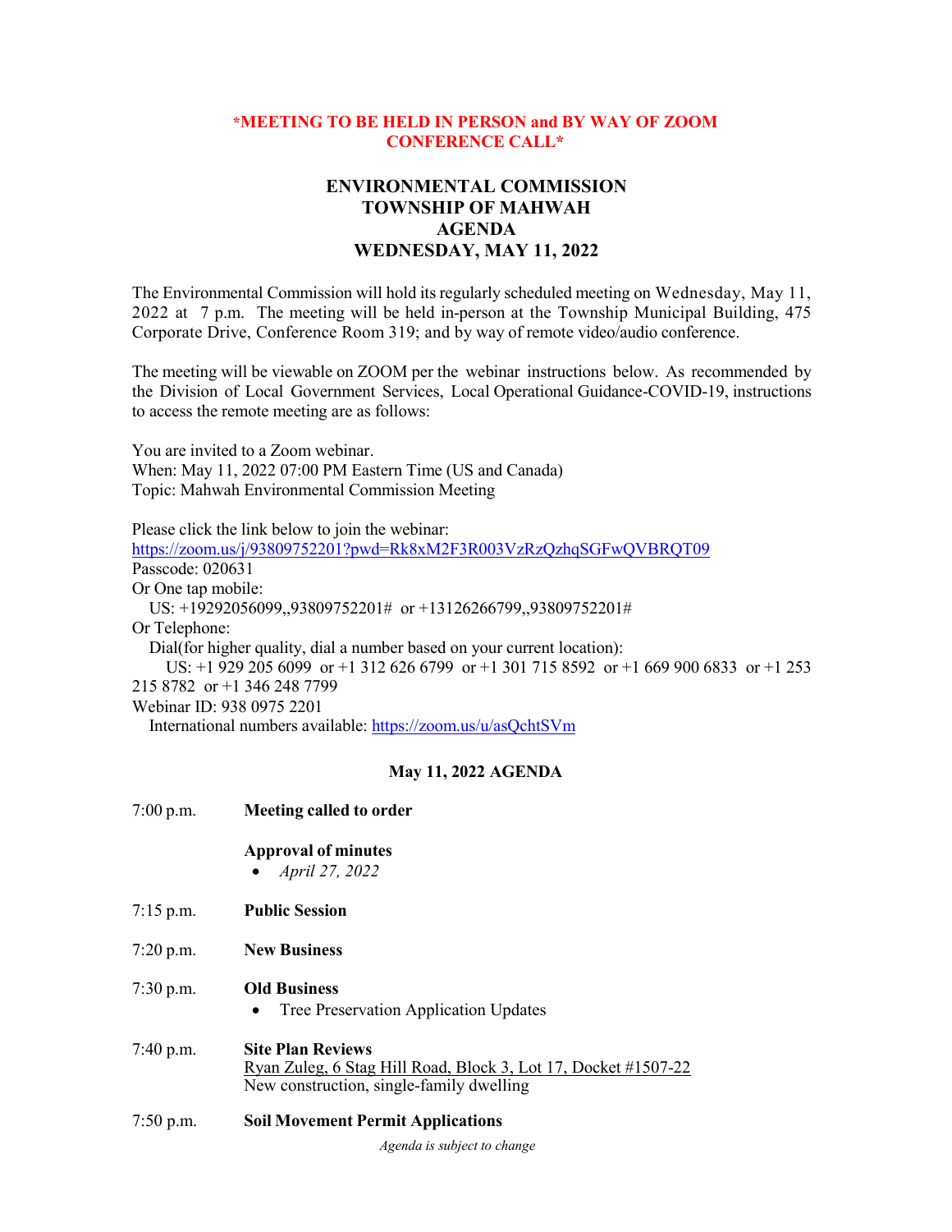**\*MEETING TO BE HELD IN PERSON and BY WAY OF ZOOM CONFERENCE CALL\***

# ENVIRONMENTAL COMMISSION
# TOWNSHIP OF MAHWAH
# AGENDA
# WEDNESDAY, MAY 11, 2022

The Environmental Commission will hold its regularly scheduled meeting on Wednesday, May 11, 2022 at 7 p.m. The meeting will be held in-person at the Township Municipal Building, 475 Corporate Drive, Conference Room 319; and by way of remote video/audio conference.

The meeting will be viewable on ZOOM per the webinar instructions below. As recommended by the Division of Local Government Services, Local Operational Guidance-COVID-19, instructions to access the remote meeting are as follows:

You are invited to a Zoom webinar.
When: May 11, 2022 07:00 PM Eastern Time (US and Canada)
Topic: Mahwah Environmental Commission Meeting

Please click the link below to join the webinar:
https://zoom.us/j/93809752201?pwd=Rk8xM2F3R003VzRzQzhqSGFwQVBRQT09
Passcode: 020631
Or One tap mobile:
US: +19292056099,,93809752201# or +13126266799,,93809752201#
Or Telephone:
Dial(for higher quality, dial a number based on your current location):
US: +1 929 205 6099 or +1 312 626 6799 or +1 301 715 8592 or +1 669 900 6833 or +1 253 215 8782 or +1 346 248 7799
Webinar ID: 938 0975 2201
International numbers available: https://zoom.us/u/asQchtSVm

## May 11, 2022 AGENDA

7:00 p.m. **Meeting called to order**

**Approval of minutes**

- *April 27, 2022*

7:15 p.m. **Public Session**

7:20 p.m. **New Business**

7:30 p.m. **Old Business**

- Tree Preservation Application Updates

7:40 p.m. **Site Plan Reviews**
Ryan Zuleg, 6 Stag Hill Road, Block 3, Lot 17, Docket #1507-22
New construction, single-family dwelling

7:50 p.m. **Soil Movement Permit Applications**

*Agenda is subject to change*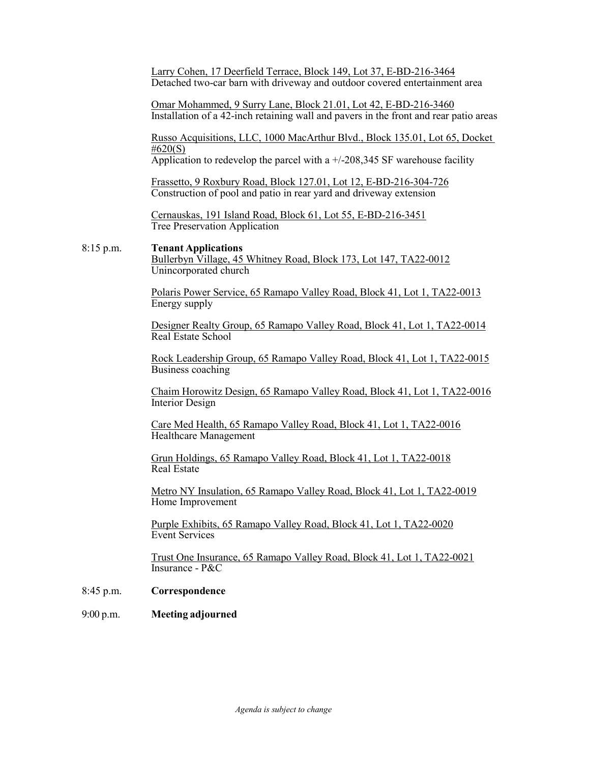Larry Cohen, 17 Deerfield Terrace, Block 149, Lot 37, E-BD-216-3464
Detached two-car barn with driveway and outdoor covered entertainment area

Omar Mohammed, 9 Surry Lane, Block 21.01, Lot 42, E-BD-216-3460
Installation of a 42-inch retaining wall and pavers in the front and rear patio areas

Russo Acquisitions, LLC, 1000 MacArthur Blvd., Block 135.01, Lot 65, Docket #620(S)
Application to redevelop the parcel with a +/-208,345 SF warehouse facility

Frassetto, 9 Roxbury Road, Block 127.01, Lot 12, E-BD-216-304-726
Construction of pool and patio in rear yard and driveway extension

Cernauskas, 191 Island Road, Block 61, Lot 55, E-BD-216-3451
Tree Preservation Application

8:15 p.m. **Tenant Applications**

Bullerbyn Village, 45 Whitney Road, Block 173, Lot 147, TA22-0012
Unincorporated church

Polaris Power Service, 65 Ramapo Valley Road, Block 41, Lot 1, TA22-0013
Energy supply

Designer Realty Group, 65 Ramapo Valley Road, Block 41, Lot 1, TA22-0014
Real Estate School

Rock Leadership Group, 65 Ramapo Valley Road, Block 41, Lot 1, TA22-0015
Business coaching

Chaim Horowitz Design, 65 Ramapo Valley Road, Block 41, Lot 1, TA22-0016
Interior Design

Care Med Health, 65 Ramapo Valley Road, Block 41, Lot 1, TA22-0016
Healthcare Management

Grun Holdings, 65 Ramapo Valley Road, Block 41, Lot 1, TA22-0018
Real Estate

Metro NY Insulation, 65 Ramapo Valley Road, Block 41, Lot 1, TA22-0019
Home Improvement

Purple Exhibits, 65 Ramapo Valley Road, Block 41, Lot 1, TA22-0020
Event Services

Trust One Insurance, 65 Ramapo Valley Road, Block 41, Lot 1, TA22-0021
Insurance - P&C

8:45 p.m. **Correspondence**

9:00 p.m. **Meeting adjourned**

*Agenda is subject to change*